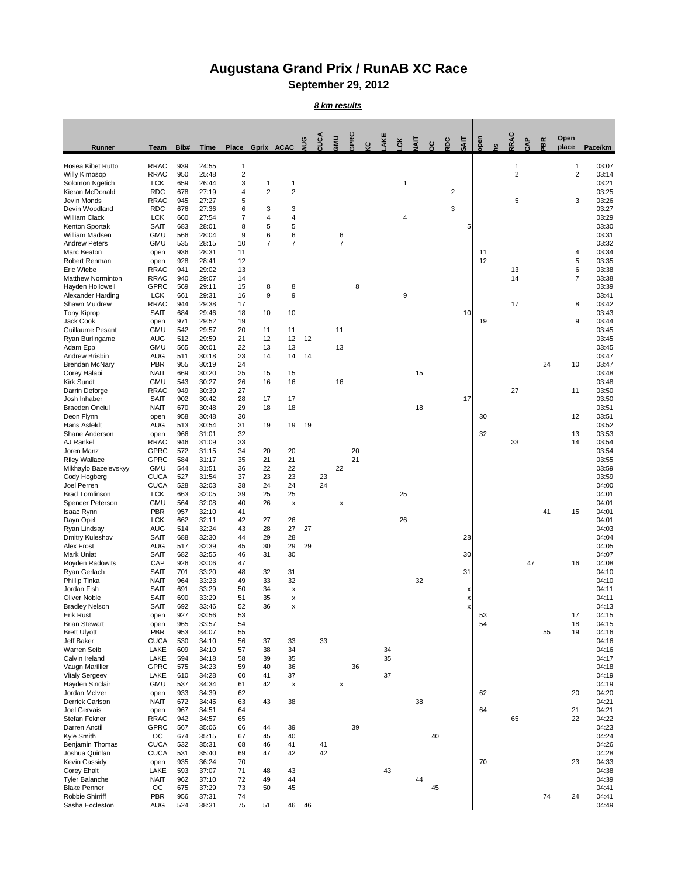# Augustana Grand Prix / RunAB XC Race

**September 29, 2012**

***8 km results***

| Runner | Team | Bib# | Time | Place | Gprix | ACAC | AUG | CUCA | GMU | GPRC | KC | LAKE | LCK | NAIT | OC | RDC | SAIT | open | hs | RRAC | CAP | PBR | Open place | Pace/km |
|---|---|---|---|---|---|---|---|---|---|---|---|---|---|---|---|---|---|---|---|---|---|---|---|---|
| Hosea Kibet Rutto | RRAC | 939 | 24:55 | 1 | | | | | | | | | | | | | | | | 1 | | | 1 | 03:07 |
| Willy Kimosop | RRAC | 950 | 25:48 | 2 | | | | | | | | | | | | | | | | 2 | | | 2 | 03:14 |
| Solomon Ngetich | LCK | 659 | 26:44 | 3 | 1 | 1 | | | | | | | 1 | | | | | | | | | | | 03:21 |
| Kieran McDonald | RDC | 678 | 27:19 | 4 | 2 | 2 | | | | | | | | | | 2 | | | | | | | | 03:25 |
| Jevin Monds | RRAC | 945 | 27:27 | 5 | | | | | | | | | | | | | | | | 5 | | | 3 | 03:26 |
| Devin Woodland | RDC | 676 | 27:36 | 6 | 3 | 3 | | | | | | | | | | 3 | | | | | | | | 03:27 |
| William Clack | LCK | 660 | 27:54 | 7 | 4 | 4 | | | | | | | 4 | | | | | | | | | | | 03:29 |
| Kenton Sportak | SAIT | 683 | 28:01 | 8 | 5 | 5 | | | | | | | | | | | 5 | | | | | | | 03:30 |
| William Madsen | GMU | 566 | 28:04 | 9 | 6 | 6 | | | 6 | | | | | | | | | | | | | | | 03:31 |
| Andrew Peters | GMU | 535 | 28:15 | 10 | 7 | 7 | | | 7 | | | | | | | | | | | | | | | 03:32 |
| Marc Beaton | open | 936 | 28:31 | 11 | | | | | | | | | | | | | | 11 | | | | | 4 | 03:34 |
| Robert Renman | open | 928 | 28:41 | 12 | | | | | | | | | | | | | | 12 | | | | | 5 | 03:35 |
| Eric Wiebe | RRAC | 941 | 29:02 | 13 | | | | | | | | | | | | | | | | 13 | | | 6 | 03:38 |
| Matthew Norminton | RRAC | 940 | 29:07 | 14 | | | | | | | | | | | | | | | | 14 | | | 7 | 03:38 |
| Hayden Hollowell | GPRC | 569 | 29:11 | 15 | 8 | 8 | | | | 8 | | | | | | | | | | | | | | 03:39 |
| Alexander Harding | LCK | 661 | 29:31 | 16 | 9 | 9 | | | | | | | 9 | | | | | | | | | | | 03:41 |
| Shawn Muldrew | RRAC | 944 | 29:38 | 17 | | | | | | | | | | | | | | | | 17 | | | 8 | 03:42 |
| Tony Kiprop | SAIT | 684 | 29:46 | 18 | 10 | 10 | | | | | | | | | | | 10 | | | | | | | 03:43 |
| Jack Cook | open | 971 | 29:52 | 19 | | | | | | | | | | | | | | 19 | | | | | 9 | 03:44 |
| Guillaume Pesant | GMU | 542 | 29:57 | 20 | 11 | 11 | | | 11 | | | | | | | | | | | | | | | 03:45 |
| Ryan Burlingame | AUG | 512 | 29:59 | 21 | 12 | 12 | 12 | | | | | | | | | | | | | | | | | 03:45 |
| Adam Epp | GMU | 565 | 30:01 | 22 | 13 | 13 | | | 13 | | | | | | | | | | | | | | | 03:45 |
| Andrew Brisbin | AUG | 511 | 30:18 | 23 | 14 | 14 | 14 | | | | | | | | | | | | | | | | | 03:47 |
| Brendan McNary | PBR | 955 | 30:19 | 24 | | | | | | | | | | | | | | | | | | 24 | 10 | 03:47 |
| Corey Halabi | NAIT | 669 | 30:20 | 25 | 15 | 15 | | | | | | | | 15 | | | | | | | | | | 03:48 |
| Kirk Sundt | GMU | 543 | 30:27 | 26 | 16 | 16 | | | 16 | | | | | | | | | | | | | | | 03:48 |
| Darrin Deforge | RRAC | 949 | 30:39 | 27 | | | | | | | | | | | | | | | | 27 | | | 11 | 03:50 |
| Josh Inhaber | SAIT | 902 | 30:42 | 28 | 17 | 17 | | | | | | | | | | | 17 | | | | | | | 03:50 |
| Braeden Onciul | NAIT | 670 | 30:48 | 29 | 18 | 18 | | | | | | | | 18 | | | | | | | | | | 03:51 |
| Deon Flynn | open | 958 | 30:48 | 30 | | | | | | | | | | | | | | 30 | | | | | 12 | 03:51 |
| Hans Asfeldt | AUG | 513 | 30:54 | 31 | 19 | 19 | 19 | | | | | | | | | | | | | | | | | 03:52 |
| Shane Anderson | open | 966 | 31:01 | 32 | | | | | | | | | | | | | | 32 | | | | | 13 | 03:53 |
| AJ Rankel | RRAC | 946 | 31:09 | 33 | | | | | | | | | | | | | | | | 33 | | | 14 | 03:54 |
| Joren Manz | GPRC | 572 | 31:15 | 34 | 20 | 20 | | | | 20 | | | | | | | | | | | | | | 03:54 |
| Riley Wallace | GPRC | 584 | 31:17 | 35 | 21 | 21 | | | | 21 | | | | | | | | | | | | | | 03:55 |
| Mikhaylo Bazelevskyy | GMU | 544 | 31:51 | 36 | 22 | 22 | | | 22 | | | | | | | | | | | | | | | 03:59 |
| Cody Hogberg | CUCA | 527 | 31:54 | 37 | 23 | 23 | | 23 | | | | | | | | | | | | | | | | 03:59 |
| Joel Perren | CUCA | 528 | 32:03 | 38 | 24 | 24 | | 24 | | | | | | | | | | | | | | | | 04:00 |
| Brad Tomlinson | LCK | 663 | 32:05 | 39 | 25 | 25 | | | | | | | 25 | | | | | | | | | | | 04:01 |
| Spencer Peterson | GMU | 564 | 32:08 | 40 | 26 | x | | | x | | | | | | | | | | | | | | | 04:01 |
| Isaac Rynn | PBR | 957 | 32:10 | 41 | | | | | | | | | | | | | | | | | | 41 | 15 | 04:01 |
| Dayn Opel | LCK | 662 | 32:11 | 42 | 27 | 26 | | | | | | | 26 | | | | | | | | | | | 04:01 |
| Ryan Lindsay | AUG | 514 | 32:24 | 43 | 28 | 27 | 27 | | | | | | | | | | | | | | | | | 04:03 |
| Dmitry Kuleshov | SAIT | 688 | 32:30 | 44 | 29 | 28 | | | | | | | | | | | 28 | | | | | | | 04:04 |
| Alex Frost | AUG | 517 | 32:39 | 45 | 30 | 29 | 29 | | | | | | | | | | | | | | | | | 04:05 |
| Mark Uniat | SAIT | 682 | 32:55 | 46 | 31 | 30 | | | | | | | | | | | 30 | | | | | | | 04:07 |
| Royden Radowits | CAP | 926 | 33:06 | 47 | | | | | | | | | | | | | | | | | 47 | | 16 | 04:08 |
| Ryan Gerlach | SAIT | 701 | 33:20 | 48 | 32 | 31 | | | | | | | | | | | 31 | | | | | | | 04:10 |
| Phillip Tinka | NAIT | 964 | 33:23 | 49 | 33 | 32 | | | | | | | | 32 | | | | | | | | | | 04:10 |
| Jordan Fish | SAIT | 691 | 33:29 | 50 | 34 | x | | | | | | | | | | | x | | | | | | | 04:11 |
| Oliver Noble | SAIT | 690 | 33:29 | 51 | 35 | x | | | | | | | | | | | x | | | | | | | 04:11 |
| Bradley Nelson | SAIT | 692 | 33:46 | 52 | 36 | x | | | | | | | | | | | x | | | | | | | 04:13 |
| Erik Rust | open | 927 | 33:56 | 53 | | | | | | | | | | | | | | 53 | | | | | 17 | 04:15 |
| Brian Stewart | open | 965 | 33:57 | 54 | | | | | | | | | | | | | | 54 | | | | | 18 | 04:15 |
| Brett Ulyott | PBR | 953 | 34:07 | 55 | | | | | | | | | | | | | | | | | | 55 | 19 | 04:16 |
| Jeff Baker | CUCA | 530 | 34:10 | 56 | 37 | 33 | | 33 | | | | | | | | | | | | | | | | 04:16 |
| Warren Seib | LAKE | 609 | 34:10 | 57 | 38 | 34 | | | | | | 34 | | | | | | | | | | | | 04:16 |
| Calvin Ireland | LAKE | 594 | 34:18 | 58 | 39 | 35 | | | | | | 35 | | | | | | | | | | | | 04:17 |
| Vaugn Marillier | GPRC | 575 | 34:23 | 59 | 40 | 36 | | | | 36 | | | | | | | | | | | | | | 04:18 |
| Vitaly Sergeev | LAKE | 610 | 34:28 | 60 | 41 | 37 | | | | | | 37 | | | | | | | | | | | | 04:19 |
| Hayden Sinclair | GMU | 537 | 34:34 | 61 | 42 | x | | | x | | | | | | | | | | | | | | | 04:19 |
| Jordan McIver | open | 933 | 34:39 | 62 | | | | | | | | | | | | | | 62 | | | | | 20 | 04:20 |
| Derrick Carlson | NAIT | 672 | 34:45 | 63 | 43 | 38 | | | | | | | | 38 | | | | | | | | | | 04:21 |
| Joel Gervais | open | 967 | 34:51 | 64 | | | | | | | | | | | | | | 64 | | | | | 21 | 04:21 |
| Stefan Fekner | RRAC | 942 | 34:57 | 65 | | | | | | | | | | | | | | | | 65 | | | 22 | 04:22 |
| Darren Anctil | GPRC | 567 | 35:06 | 66 | 44 | 39 | | | | 39 | | | | | | | | | | | | | | 04:23 |
| Kyle Smith | OC | 674 | 35:15 | 67 | 45 | 40 | | | | | | | | | 40 | | | | | | | | | 04:24 |
| Benjamin Thomas | CUCA | 532 | 35:31 | 68 | 46 | 41 | | 41 | | | | | | | | | | | | | | | | 04:26 |
| Joshua Quinlan | CUCA | 531 | 35:40 | 69 | 47 | 42 | | 42 | | | | | | | | | | | | | | | | 04:28 |
| Kevin Cassidy | open | 935 | 36:24 | 70 | | | | | | | | | | | | | | 70 | | | | | 23 | 04:33 |
| Corey Ehalt | LAKE | 593 | 37:07 | 71 | 48 | 43 | | | | | | 43 | | | | | | | | | | | | 04:38 |
| Tyler Balanche | NAIT | 962 | 37:10 | 72 | 49 | 44 | | | | | | | | 44 | | | | | | | | | | 04:39 |
| Blake Penner | OC | 675 | 37:29 | 73 | 50 | 45 | | | | | | | | | 45 | | | | | | | | | 04:41 |
| Robbie Shirriff | PBR | 956 | 37:31 | 74 | | | | | | | | | | | | | | | | | | 74 | 24 | 04:41 |
| Sasha Eccleston | AUG | 524 | 38:31 | 75 | 51 | 46 | 46 | | | | | | | | | | | | | | | | | 04:49 |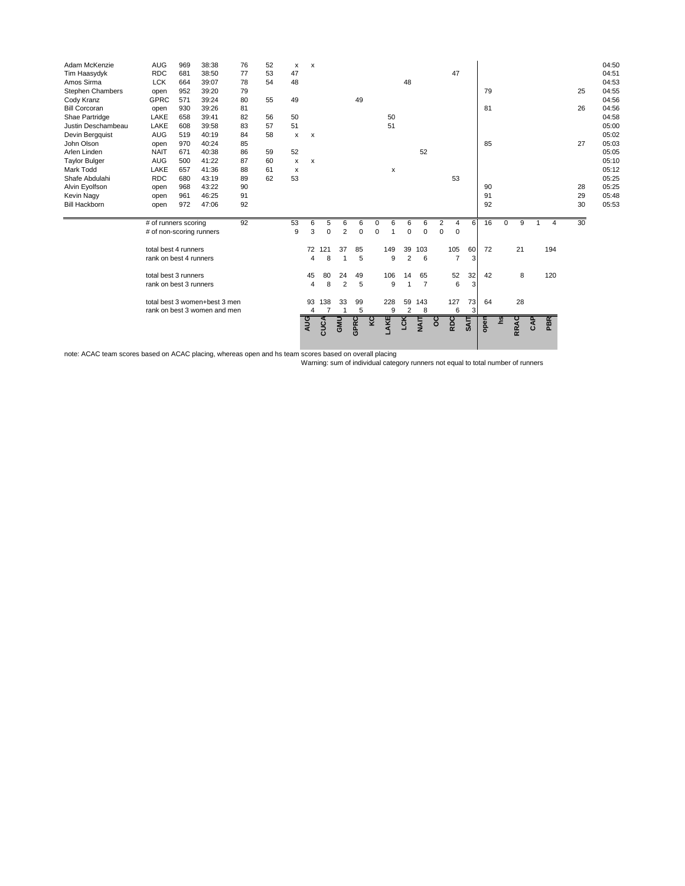| | | | | | | | AUG | CUCA | GMU | GPRC | KC | LAKE | LCK | NAIT | OC | RDC | SAIT | open | hs | RRAC | CAP | PBR | | |
|---|---|---|---|---|---|---|---|---|---|---|---|---|---|---|---|---|---|---|---|---|---|---|---|---|
| Adam McKenzie | AUG | 969 | 38:38 | 76 | 52 | x | x | | | | | | | | | | | | | | | | | 04:50 |
| Tim Haasydyk | RDC | 681 | 38:50 | 77 | 53 | 47 | | | | | | | | | | 47 | | | | | | | | 04:51 |
| Amos Sirma | LCK | 664 | 39:07 | 78 | 54 | 48 | | | | | | | 48 | | | | | | | | | | | 04:53 |
| Stephen Chambers | open | 952 | 39:20 | 79 | | | | | | | | | | | | | | 79 | | | | | 25 | 04:55 |
| Cody Kranz | GPRC | 571 | 39:24 | 80 | 55 | 49 | | | | 49 | | | | | | | | | | | | | | 04:56 |
| Bill Corcoran | open | 930 | 39:26 | 81 | | | | | | | | | | | | | | 81 | | | | | 26 | 04:56 |
| Shae Partridge | LAKE | 658 | 39:41 | 82 | 56 | 50 | | | | | | 50 | | | | | | | | | | | | 04:58 |
| Justin Deschambeau | LAKE | 608 | 39:58 | 83 | 57 | 51 | | | | | | 51 | | | | | | | | | | | | 05:00 |
| Devin Bergquist | AUG | 519 | 40:19 | 84 | 58 | x | x | | | | | | | | | | | | | | | | | 05:02 |
| John Olson | open | 970 | 40:24 | 85 | | | | | | | | | | | | | | 85 | | | | | 27 | 05:03 |
| Arlen Linden | NAIT | 671 | 40:38 | 86 | 59 | 52 | | | | | | | | 52 | | | | | | | | | | 05:05 |
| Taylor Bulger | AUG | 500 | 41:22 | 87 | 60 | x | x | | | | | | | | | | | | | | | | | 05:10 |
| Mark Todd | LAKE | 657 | 41:36 | 88 | 61 | x | | | | | | x | | | | | | | | | | | | 05:12 |
| Shafe Abdulahi | RDC | 680 | 43:19 | 89 | 62 | 53 | | | | | | | | | | 53 | | | | | | | | 05:25 |
| Alvin Eyolfson | open | 968 | 43:22 | 90 | | | | | | | | | | | | | | 90 | | | | | 28 | 05:25 |
| Kevin Nagy | open | 961 | 46:25 | 91 | | | | | | | | | | | | | | 91 | | | | | 29 | 05:48 |
| Bill Hackborn | open | 972 | 47:06 | 92 | | | | | | | | | | | | | | 92 | | | | | 30 | 05:53 |
| # of runners scoring | | | | 92 | | 53 | 6 | 5 | 6 | 6 | 0 | 6 | 6 | 6 | 2 | 4 | 6 | 16 | 0 | 9 | 1 | 4 | 30 | |
| # of non-scoring runners | | | | | | 9 | 3 | 0 | 2 | 0 | 0 | 1 | 0 | 0 | 0 | 0 | | | | | | | | |
| total best 4 runners | | | | | | | 72 | 121 | 37 | 85 | | 149 | 39 | 103 | | 105 | 60 | 72 | | 21 | | 194 | | |
| rank on best 4 runners | | | | | | | 4 | 8 | 1 | 5 | | 9 | 2 | 6 | | 7 | 3 | | | | | | | |
| total best 3 runners | | | | | | | 45 | 80 | 24 | 49 | | 106 | 14 | 65 | | 52 | 32 | 42 | | 8 | | 120 | | |
| rank on best 3 runners | | | | | | | 4 | 8 | 2 | 5 | | 9 | 1 | 7 | | 6 | 3 | | | | | | | |
| total best 3 women+best 3 men | | | | | | | 93 | 138 | 33 | 99 | | 228 | 59 | 143 | | 127 | 73 | 64 | | 28 | | | | |
| rank on best 3 women and men | | | | | | | 4 | 7 | 1 | 5 | | 9 | 2 | 8 | | 6 | 3 | | | | | | | |

note: ACAC team scores based on ACAC placing, whereas open and hs team scores based on overall placing

Warning: sum of individual category runners not equal to total number of runners